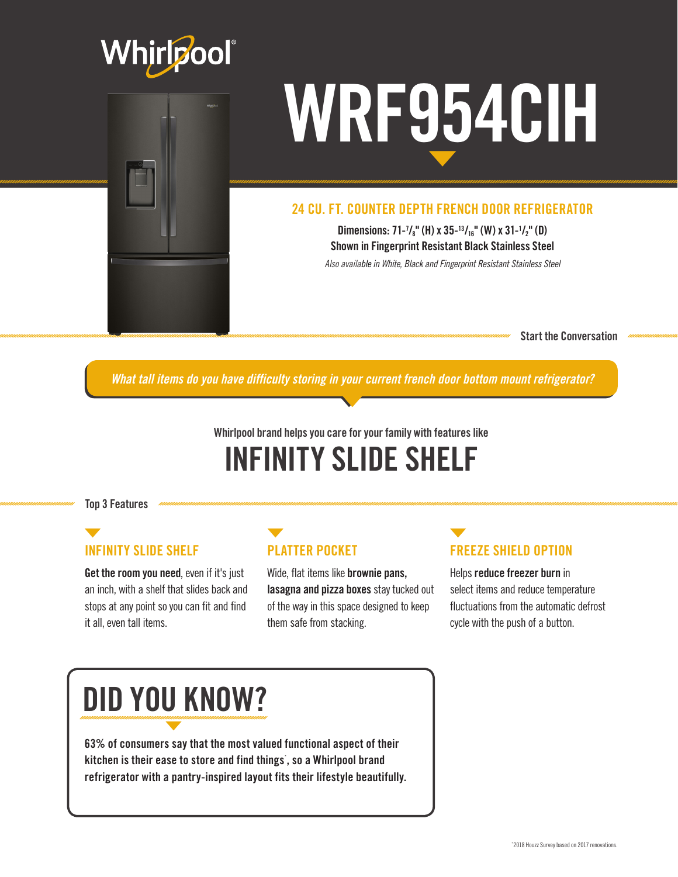Whirlpool®

# WRF954CIH

## 24 CU. FT. COUNTER DEPTH FRENCH DOOR REFRIGERATOR

**Dimensions: 71-7/8" (H) x 35-13/16" (W) x 31-1/2" (D)**
**Shown in Fingerprint Resistant Black Stainless Steel**
*Also available in White, Black and Fingerprint Resistant Stainless Steel*

**Start the Conversation**

*What tall items do you have difficulty storing in your current french door bottom mount refrigerator?*

Whirlpool brand helps you care for your family with features like

# INFINITY SLIDE SHELF

**Top 3 Features**

### INFINITY SLIDE SHELF

**Get the room you need**, even if it's just an inch, with a shelf that slides back and stops at any point so you can fit and find it all, even tall items.

### PLATTER POCKET

Wide, flat items like **brownie pans, lasagna and pizza boxes** stay tucked out of the way in this space designed to keep them safe from stacking.

### FREEZE SHIELD OPTION

Helps **reduce freezer burn** in select items and reduce temperature fluctuations from the automatic defrost cycle with the push of a button.

## DID YOU KNOW?

**63% of consumers say that the most valued functional aspect of their kitchen is their ease to store and find things*, so a Whirlpool brand refrigerator with a pantry-inspired layout fits their lifestyle beautifully.**

*2018 Houzz Survey based on 2017 renovations.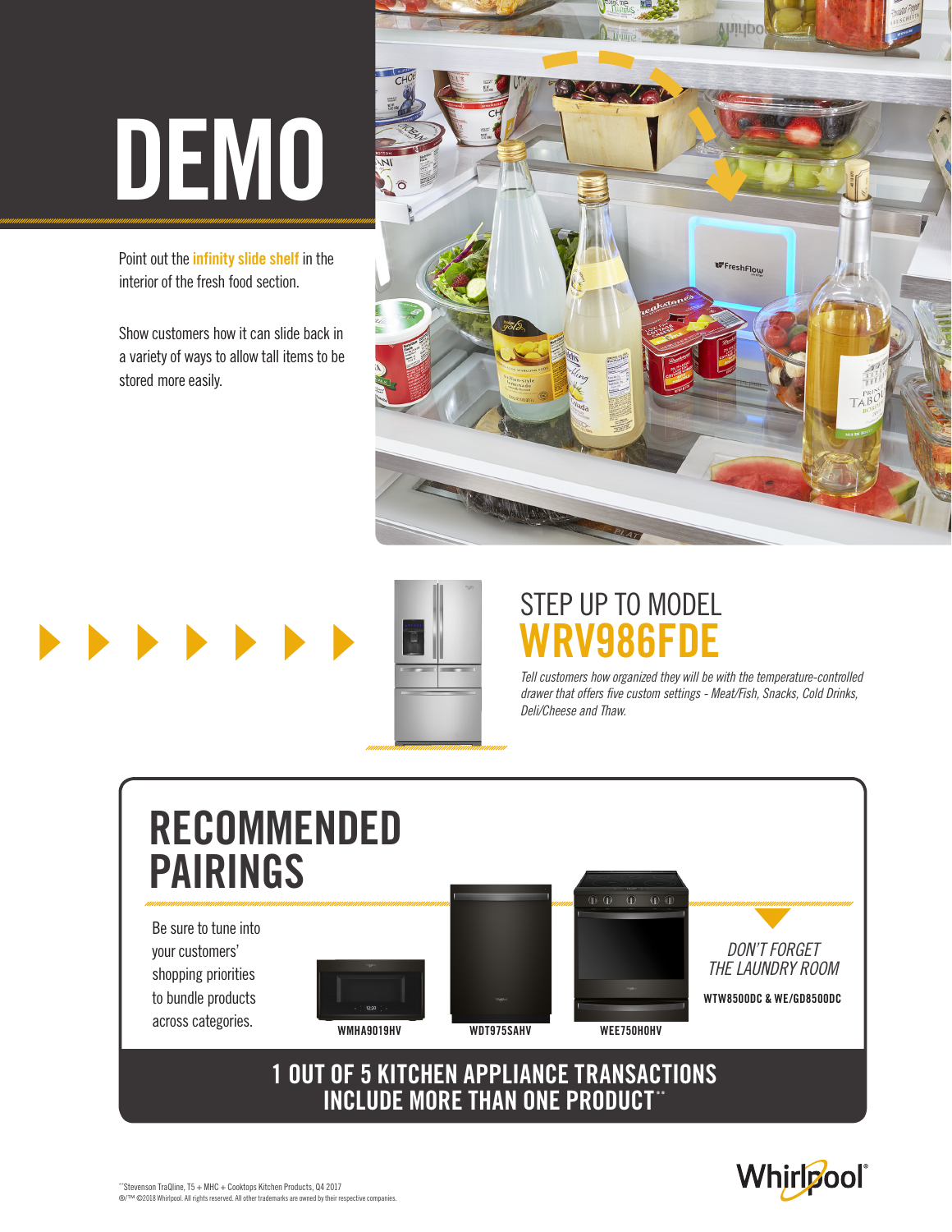# DEMO

Point out the **infinity slide shelf** in the interior of the fresh food section.

Show customers how it can slide back in a variety of ways to allow tall items to be stored more easily.

## STEP UP TO MODEL WRV986FDE

*Tell customers how organized they will be with the temperature-controlled drawer that offers five custom settings - Meat/Fish, Snacks, Cold Drinks, Deli/Cheese and Thaw.*

## RECOMMENDED PAIRINGS

Be sure to tune into your customers' shopping priorities to bundle products across categories.

WMHA9019HV

WDT975SAHV

WEE750H0HV

*DON'T FORGET THE LAUNDRY ROOM*

**WTW8500DC & WE/GD8500DC**

**1 OUT OF 5 KITCHEN APPLIANCE TRANSACTIONS INCLUDE MORE THAN ONE PRODUCT****

**Stevenson TraQline, T5 + MHC + Cooktops Kitchen Products, Q4 2017
®/™ ©2018 Whirlpool. All rights reserved. All other trademarks are owned by their respective companies.

Whirlpool®